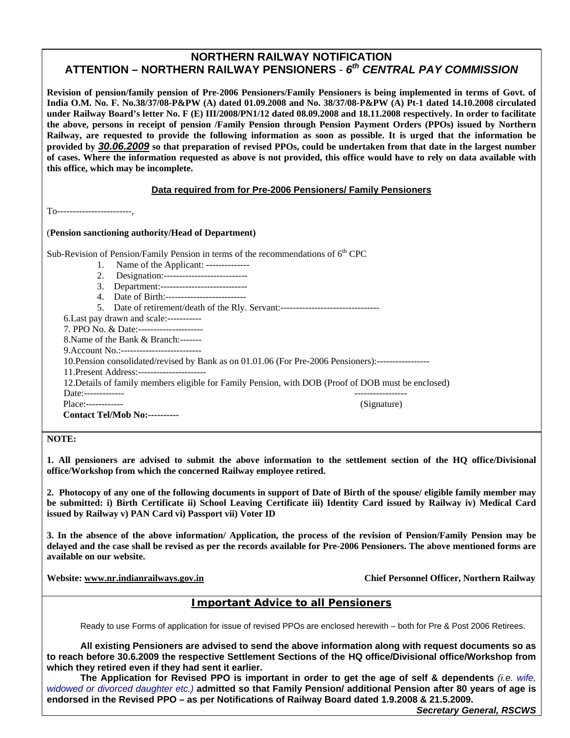# NORTHERN RAILWAY NOTIFICATION

## ATTENTION – NORTHERN RAILWAY PENSIONERS - *6th CENTRAL PAY COMMISSION*

**Revision of pension/family pension of Pre-2006 Pensioners/Family Pensioners is being implemented in terms of Govt. of India O.M. No. F. No.38/37/08-P&PW (A) dated 01.09.2008 and No. 38/37/08-P&PW (A) Pt-1 dated 14.10.2008 circulated under Railway Board's letter No. F (E) III/2008/PN1/12 dated 08.09.2008 and 18.11.2008 respectively. In order to facilitate the above, persons in receipt of pension /Family Pension through Pension Payment Orders (PPOs) issued by Northern Railway, are requested to provide the following information as soon as possible. It is urged that the information be provided by *30.06.2009* so that preparation of revised PPOs, could be undertaken from that date in the largest number of cases. Where the information requested as above is not provided, this office would have to rely on data available with this office, which may be incomplete.**

**Data required from for Pre-2006 Pensioners/ Family Pensioners**

To------------------------,

(**Pension sanctioning authority/Head of Department)**

Sub-Revision of Pension/Family Pension in terms of the recommendations of 6th CPC

1. Name of the Applicant: --------------
2. Designation:---------------------------
3. Department:----------------------------
4. Date of Birth:--------------------------
5. Date of retirement/death of the Rly. Servant:--------------------------------

6.Last pay drawn and scale:-----------

7. PPO No. & Date:---------------------

8.Name of the Bank & Branch:-------

9.Account No.:--------------------------

10.Pension consolidated/revised by Bank as on 01.01.06 (For Pre-2006 Pensioners):-----------------

11.Present Address:----------------------

12.Details of family members eligible for Family Pension, with DOB (Proof of DOB must be enclosed)

Date:------------- -----------------

Place:------------ (Signature)

**Contact Tel/Mob No:----------**

**NOTE:**

**1. All pensioners are advised to submit the above information to the settlement section of the HQ office/Divisional office/Workshop from which the concerned Railway employee retired.**

**2. Photocopy of any one of the following documents in support of Date of Birth of the spouse/ eligible family member may be submitted: i) Birth Certificate ii) School Leaving Certificate iii) Identity Card issued by Railway iv) Medical Card issued by Railway v) PAN Card vi) Passport vii) Voter ID**

**3. In the absence of the above information/ Application, the process of the revision of Pension/Family Pension may be delayed and the case shall be revised as per the records available for Pre-2006 Pensioners. The above mentioned forms are available on our website.**

**Website: www.nr.indianrailways.gov.in** **Chief Personnel Officer, Northern Railway**

## Important Advice to all Pensioners

Ready to use Forms of application for issue of revised PPOs are enclosed herewith – both for Pre & Post 2006 Retirees.

**All existing Pensioners are advised to send the above information along with request documents so as to reach before 30.6.2009 the respective Settlement Sections of the HQ office/Divisional office/Workshop from which they retired even if they had sent it earlier.**

**The Application for Revised PPO is important in order to get the age of self & dependents** *(i.e. wife, widowed or divorced daughter etc.)* **admitted so that Family Pension/ additional Pension after 80 years of age is endorsed in the Revised PPO – as per Notifications of Railway Board dated 1.9.2008 & 21.5.2009.**

***Secretary General, RSCWS***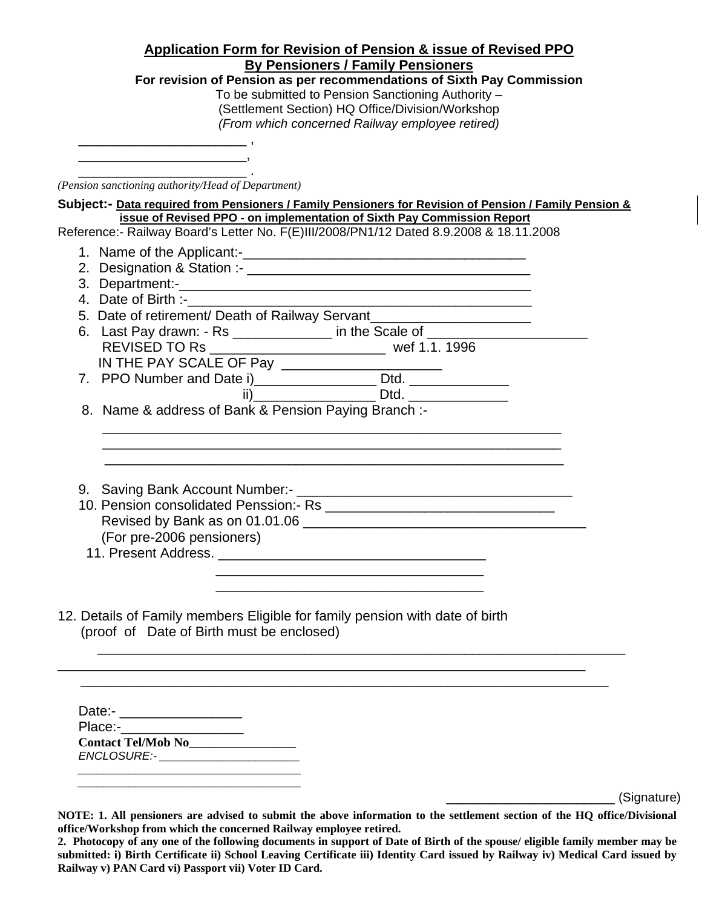## Application Form for Revision of Pension & issue of Revised PPO
## By Pensioners / Family Pensioners

**For revision of Pension as per recommendations of Sixth Pay Commission**

To be submitted to Pension Sanctioning Authority –
(Settlement Section) HQ Office/Division/Workshop
*(From which concerned Railway employee retired)*

______________________ ,
______________________,
______________________ .
*(Pension sanctioning authority/Head of Department)*

**Subject:-** **Data required from Pensioners / Family Pensioners for Revision of Pension / Family Pension & issue of Revised PPO - on implementation of Sixth Pay Commission Report**

Reference:- Railway Board's Letter No. F(E)III/2008/PN1/12 Dated 8.9.2008 & 18.11.2008

1. Name of the Applicant:-____________________________________
2. Designation & Station :- ____________________________________
3. Department:-_______________________________________________
4. Date of Birth :-_____________________________________________
5. Date of retirement/ Death of Railway Servant____________________
6. Last Pay drawn: - Rs ____________ in the Scale of ____________________
   REVISED TO Rs ______________________ wef 1.1. 1996
   IN THE PAY SCALE OF Pay ____________________
7. PPO Number and Date i)_______________ Dtd. ____________
   ii)_______________ Dtd. ____________
8. Name & address of Bank & Pension Paying Branch :-
   __________________________________________________________
   __________________________________________________________
   __________________________________________________________
9. Saving Bank Account Number:- __________________________________
10. Pension consolidated Penssion:- Rs ____________________________
    Revised by Bank as on 01.01.06 __________________________________
    (For pre-2006 pensioners)
11. Present Address. __________________________________
    __________________________________
    __________________________________
12. Details of Family members Eligible for family pension with date of birth (proof of Date of Birth must be enclosed)
    ______________________________________________________________________
    ______________________________________________________________________
    ______________________________________________________________________

Date:- ________________
Place:-________________
**Contact Tel/Mob No________________**
*ENCLOSURE:- ______________________*
*__________________________________*
*__________________________________*

______________________ (Signature)

**NOTE: 1. All pensioners are advised to submit the above information to the settlement section of the HQ office/Divisional office/Workshop from which the concerned Railway employee retired.**

**2. Photocopy of any one of the following documents in support of Date of Birth of the spouse/ eligible family member may be submitted: i) Birth Certificate ii) School Leaving Certificate iii) Identity Card issued by Railway iv) Medical Card issued by Railway v) PAN Card vi) Passport vii) Voter ID Card.**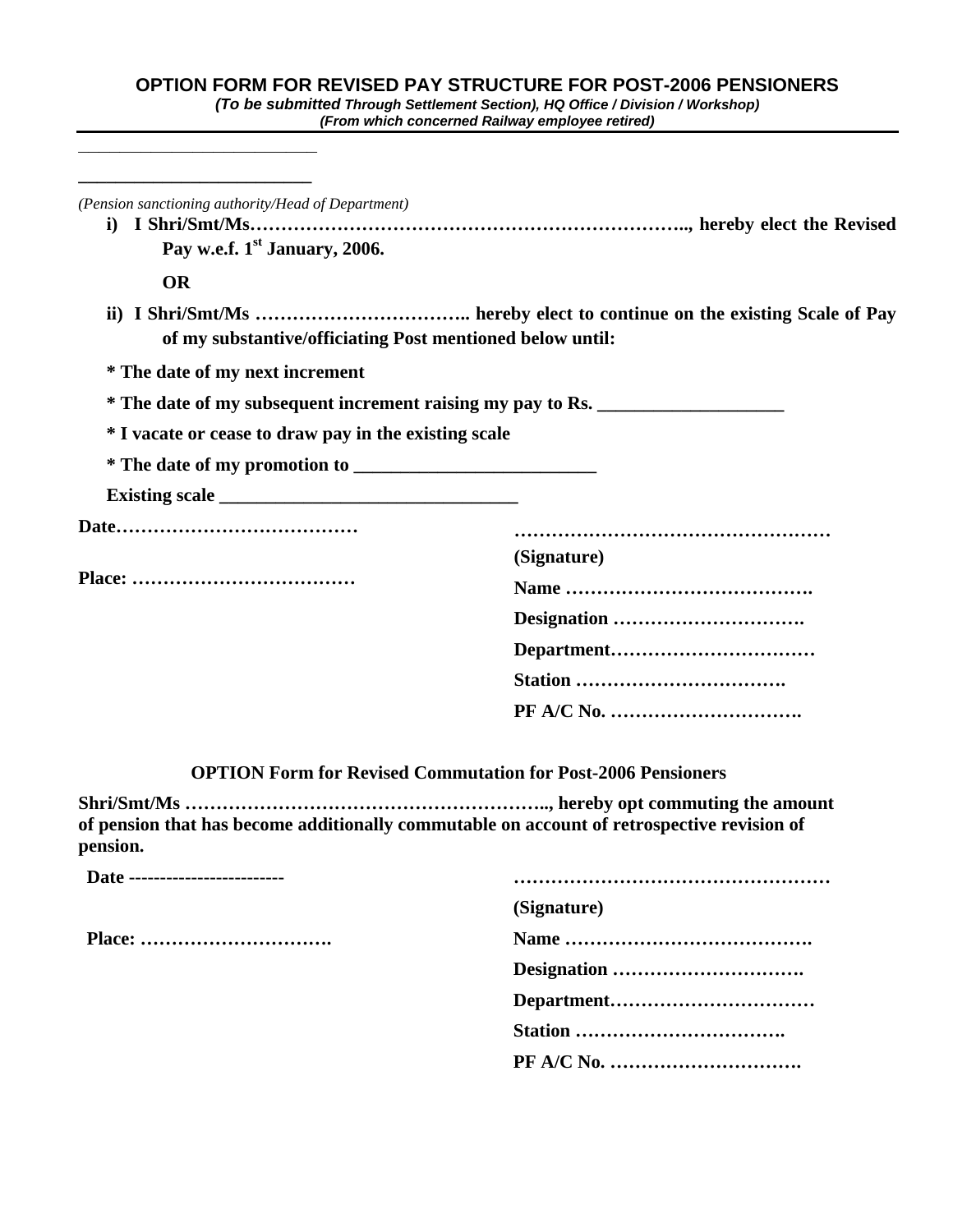**OPTION FORM FOR REVISED PAY STRUCTURE FOR POST-2006 PENSIONERS**

***(To be submitted Through Settlement Section), HQ Office / Division / Workshop)***
***(From which concerned Railway employee retired)***

___________________________

_________________________

*(Pension sanctioning authority/Head of Department)*

**i) I Shri/Smt/Ms……………………………………………………………., hereby elect the Revised Pay w.e.f. 1st January, 2006.**

**OR**

**ii) I Shri/Smt/Ms …………………………….. hereby elect to continue on the existing Scale of Pay of my substantive/officiating Post mentioned below until:**

**\* The date of my next increment**

**\* The date of my subsequent increment raising my pay to Rs. ___________________**

**\* I vacate or cease to draw pay in the existing scale**

**\* The date of my promotion to _________________________**

**Existing scale _______________________________**

**Date…………………………………**

**Place: ………………………………**

**……………………………………………**
**(Signature)**
**Name ………………………………….**
**Designation ………………………….**
**Department……………………………**
**Station …………………………….**
**PF A/C No. ………………………….**

**OPTION Form for Revised Commutation for Post-2006 Pensioners**

**Shri/Smt/Ms ………………………………………………….., hereby opt commuting the amount of pension that has become additionally commutable on account of retrospective revision of pension.**

**Date ------------------------**

**Place: ………………………….**

**……………………………………………**
**(Signature)**
**Name ………………………………….**
**Designation ………………………….**
**Department……………………………**
**Station …………………………….**
**PF A/C No. ………………………….**